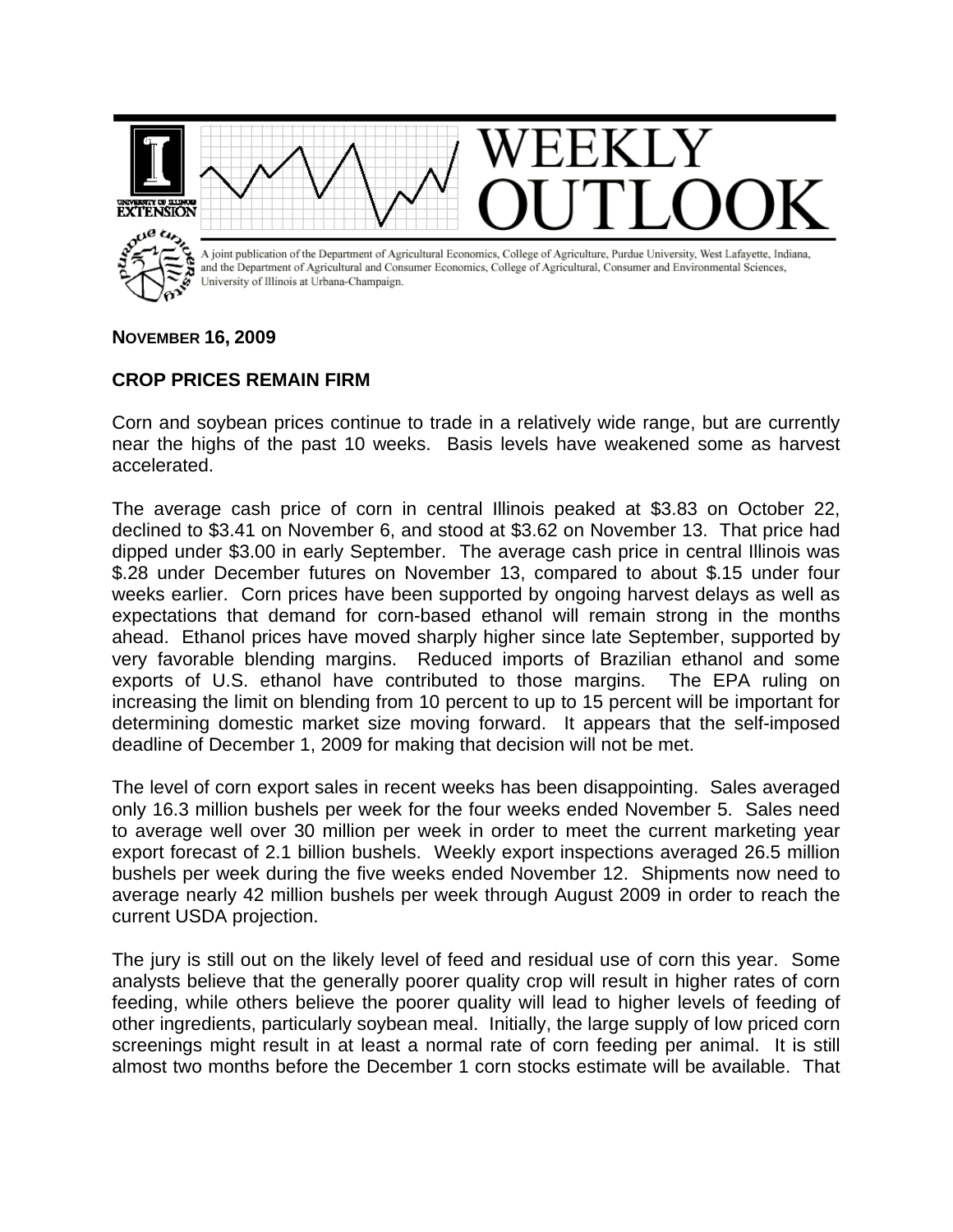# WEEKLY OUTLOOK

A joint publication of the Department of Agricultural Economics, College of Agriculture, Purdue University, West Lafayette, Indiana, and the Department of Agricultural and Consumer Economics, College of Agricultural, Consumer and Environmental Sciences, University of Illinois at Urbana-Champaign.

**NOVEMBER 16, 2009**

## CROP PRICES REMAIN FIRM

Corn and soybean prices continue to trade in a relatively wide range, but are currently near the highs of the past 10 weeks. Basis levels have weakened some as harvest accelerated.

The average cash price of corn in central Illinois peaked at $3.83 on October 22, declined to $3.41 on November 6, and stood at $3.62 on November 13. That price had dipped under $3.00 in early September. The average cash price in central Illinois was $.28 under December futures on November 13, compared to about $.15 under four weeks earlier. Corn prices have been supported by ongoing harvest delays as well as expectations that demand for corn-based ethanol will remain strong in the months ahead. Ethanol prices have moved sharply higher since late September, supported by very favorable blending margins. Reduced imports of Brazilian ethanol and some exports of U.S. ethanol have contributed to those margins. The EPA ruling on increasing the limit on blending from 10 percent to up to 15 percent will be important for determining domestic market size moving forward. It appears that the self-imposed deadline of December 1, 2009 for making that decision will not be met.

The level of corn export sales in recent weeks has been disappointing. Sales averaged only 16.3 million bushels per week for the four weeks ended November 5. Sales need to average well over 30 million per week in order to meet the current marketing year export forecast of 2.1 billion bushels. Weekly export inspections averaged 26.5 million bushels per week during the five weeks ended November 12. Shipments now need to average nearly 42 million bushels per week through August 2009 in order to reach the current USDA projection.

The jury is still out on the likely level of feed and residual use of corn this year. Some analysts believe that the generally poorer quality crop will result in higher rates of corn feeding, while others believe the poorer quality will lead to higher levels of feeding of other ingredients, particularly soybean meal. Initially, the large supply of low priced corn screenings might result in at least a normal rate of corn feeding per animal. It is still almost two months before the December 1 corn stocks estimate will be available. That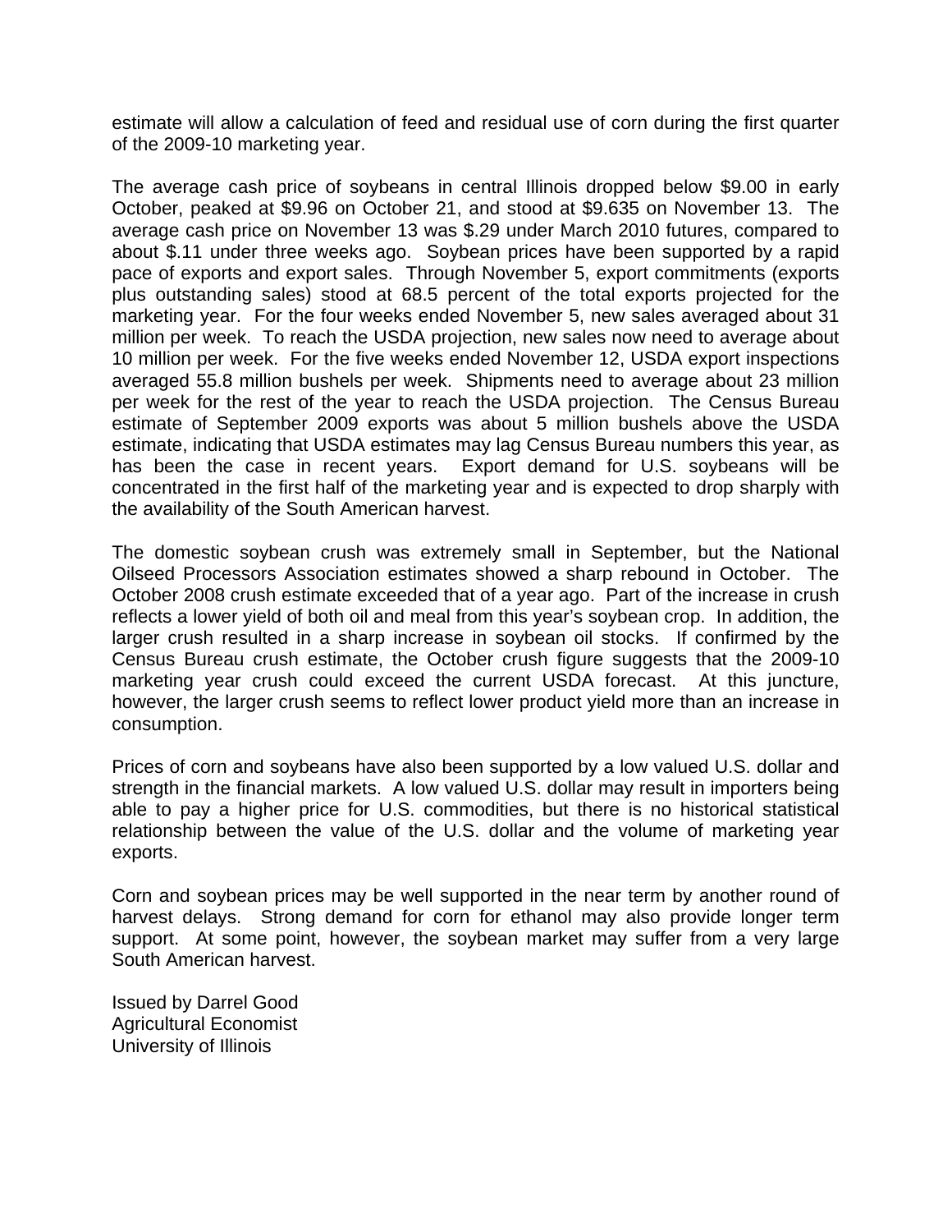estimate will allow a calculation of feed and residual use of corn during the first quarter of the 2009-10 marketing year.

The average cash price of soybeans in central Illinois dropped below $9.00 in early October, peaked at $9.96 on October 21, and stood at $9.635 on November 13. The average cash price on November 13 was $.29 under March 2010 futures, compared to about $.11 under three weeks ago. Soybean prices have been supported by a rapid pace of exports and export sales. Through November 5, export commitments (exports plus outstanding sales) stood at 68.5 percent of the total exports projected for the marketing year. For the four weeks ended November 5, new sales averaged about 31 million per week. To reach the USDA projection, new sales now need to average about 10 million per week. For the five weeks ended November 12, USDA export inspections averaged 55.8 million bushels per week. Shipments need to average about 23 million per week for the rest of the year to reach the USDA projection. The Census Bureau estimate of September 2009 exports was about 5 million bushels above the USDA estimate, indicating that USDA estimates may lag Census Bureau numbers this year, as has been the case in recent years. Export demand for U.S. soybeans will be concentrated in the first half of the marketing year and is expected to drop sharply with the availability of the South American harvest.

The domestic soybean crush was extremely small in September, but the National Oilseed Processors Association estimates showed a sharp rebound in October. The October 2008 crush estimate exceeded that of a year ago. Part of the increase in crush reflects a lower yield of both oil and meal from this year's soybean crop. In addition, the larger crush resulted in a sharp increase in soybean oil stocks. If confirmed by the Census Bureau crush estimate, the October crush figure suggests that the 2009-10 marketing year crush could exceed the current USDA forecast. At this juncture, however, the larger crush seems to reflect lower product yield more than an increase in consumption.

Prices of corn and soybeans have also been supported by a low valued U.S. dollar and strength in the financial markets. A low valued U.S. dollar may result in importers being able to pay a higher price for U.S. commodities, but there is no historical statistical relationship between the value of the U.S. dollar and the volume of marketing year exports.

Corn and soybean prices may be well supported in the near term by another round of harvest delays. Strong demand for corn for ethanol may also provide longer term support. At some point, however, the soybean market may suffer from a very large South American harvest.

Issued by Darrel Good  
Agricultural Economist  
University of Illinois